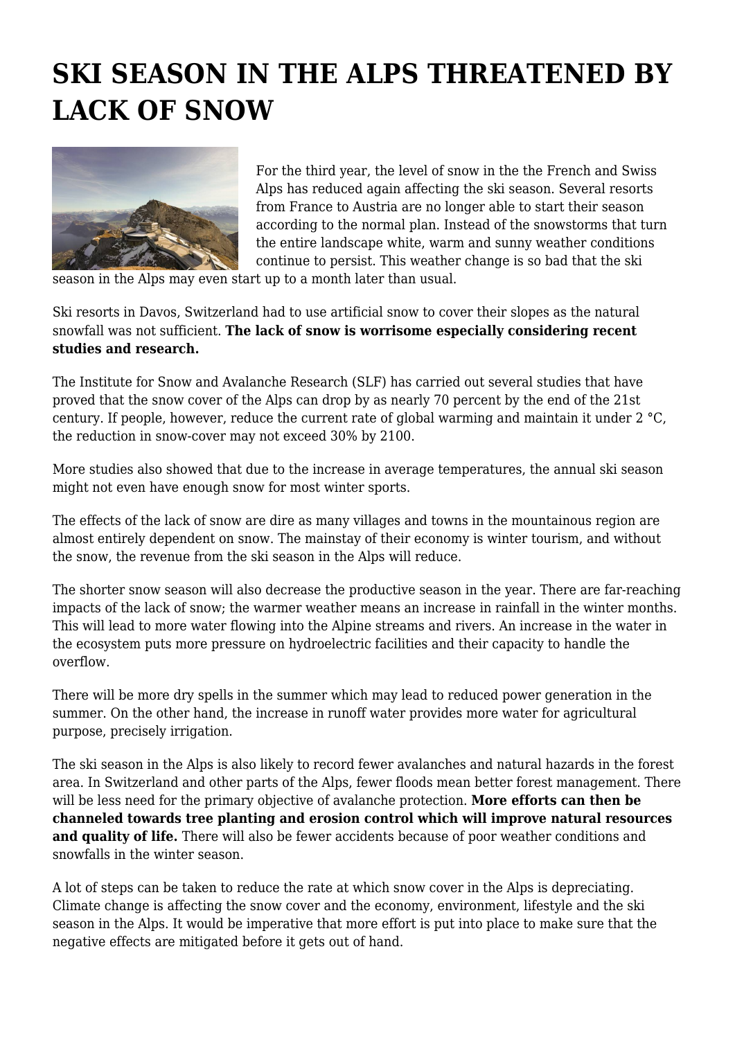# SKI SEASON IN THE ALPS THREATENED BY LACK OF SNOW

For the third year, the level of snow in the the French and Swiss Alps has reduced again affecting the ski season. Several resorts from France to Austria are no longer able to start their season according to the normal plan. Instead of the snowstorms that turn the entire landscape white, warm and sunny weather conditions continue to persist. This weather change is so bad that the ski season in the Alps may even start up to a month later than usual.

Ski resorts in Davos, Switzerland had to use artificial snow to cover their slopes as the natural snowfall was not sufficient. **The lack of snow is worrisome especially considering recent studies and research.**

The Institute for Snow and Avalanche Research (SLF) has carried out several studies that have proved that the snow cover of the Alps can drop by as nearly 70 percent by the end of the 21st century. If people, however, reduce the current rate of global warming and maintain it under 2 °C, the reduction in snow-cover may not exceed 30% by 2100.

More studies also showed that due to the increase in average temperatures, the annual ski season might not even have enough snow for most winter sports.

The effects of the lack of snow are dire as many villages and towns in the mountainous region are almost entirely dependent on snow. The mainstay of their economy is winter tourism, and without the snow, the revenue from the ski season in the Alps will reduce.

The shorter snow season will also decrease the productive season in the year. There are far-reaching impacts of the lack of snow; the warmer weather means an increase in rainfall in the winter months. This will lead to more water flowing into the Alpine streams and rivers. An increase in the water in the ecosystem puts more pressure on hydroelectric facilities and their capacity to handle the overflow.

There will be more dry spells in the summer which may lead to reduced power generation in the summer. On the other hand, the increase in runoff water provides more water for agricultural purpose, precisely irrigation.

The ski season in the Alps is also likely to record fewer avalanches and natural hazards in the forest area. In Switzerland and other parts of the Alps, fewer floods mean better forest management. There will be less need for the primary objective of avalanche protection. **More efforts can then be channeled towards tree planting and erosion control which will improve natural resources and quality of life.** There will also be fewer accidents because of poor weather conditions and snowfalls in the winter season.

A lot of steps can be taken to reduce the rate at which snow cover in the Alps is depreciating. Climate change is affecting the snow cover and the economy, environment, lifestyle and the ski season in the Alps. It would be imperative that more effort is put into place to make sure that the negative effects are mitigated before it gets out of hand.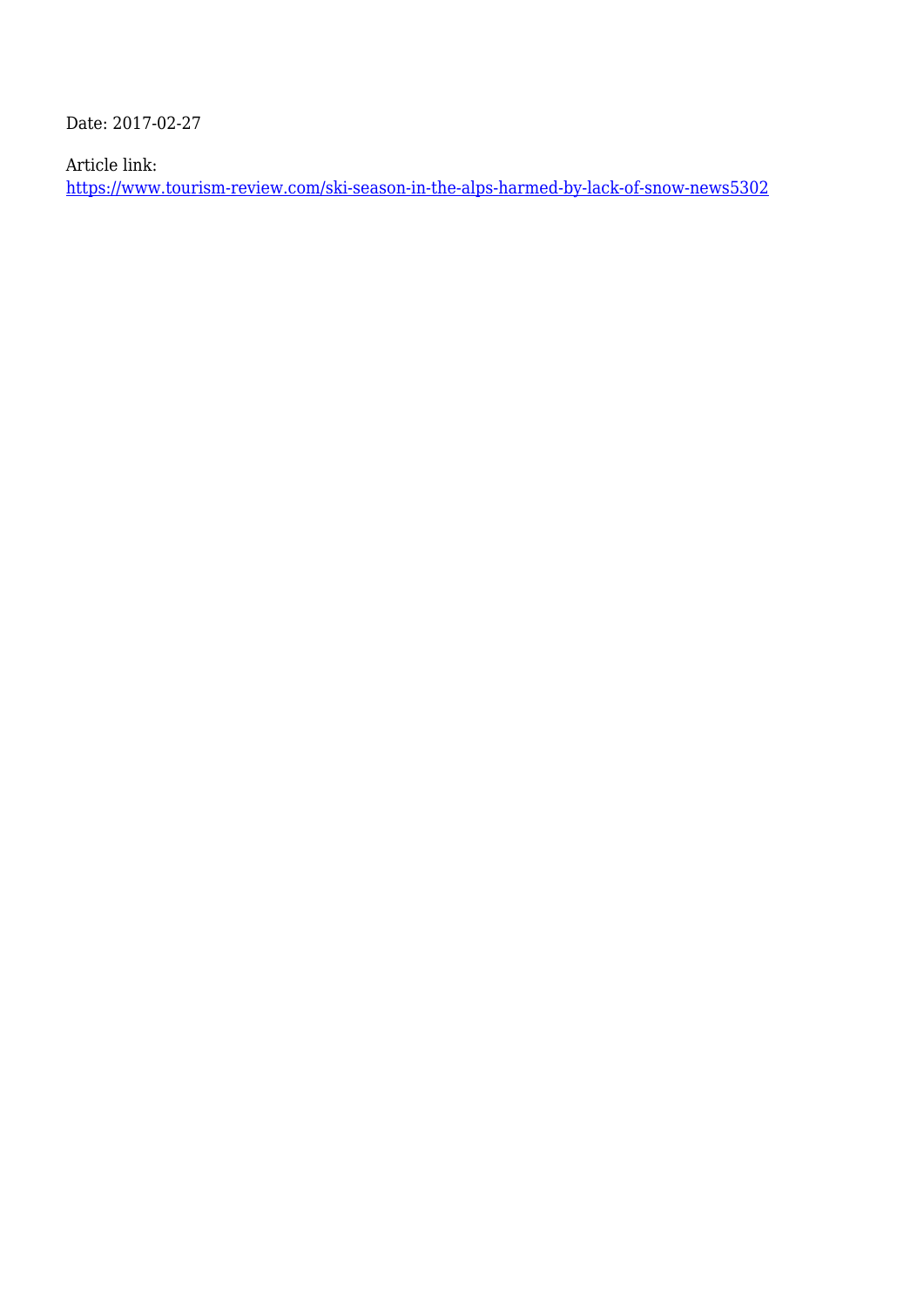Date: 2017-02-27

Article link:
https://www.tourism-review.com/ski-season-in-the-alps-harmed-by-lack-of-snow-news5302